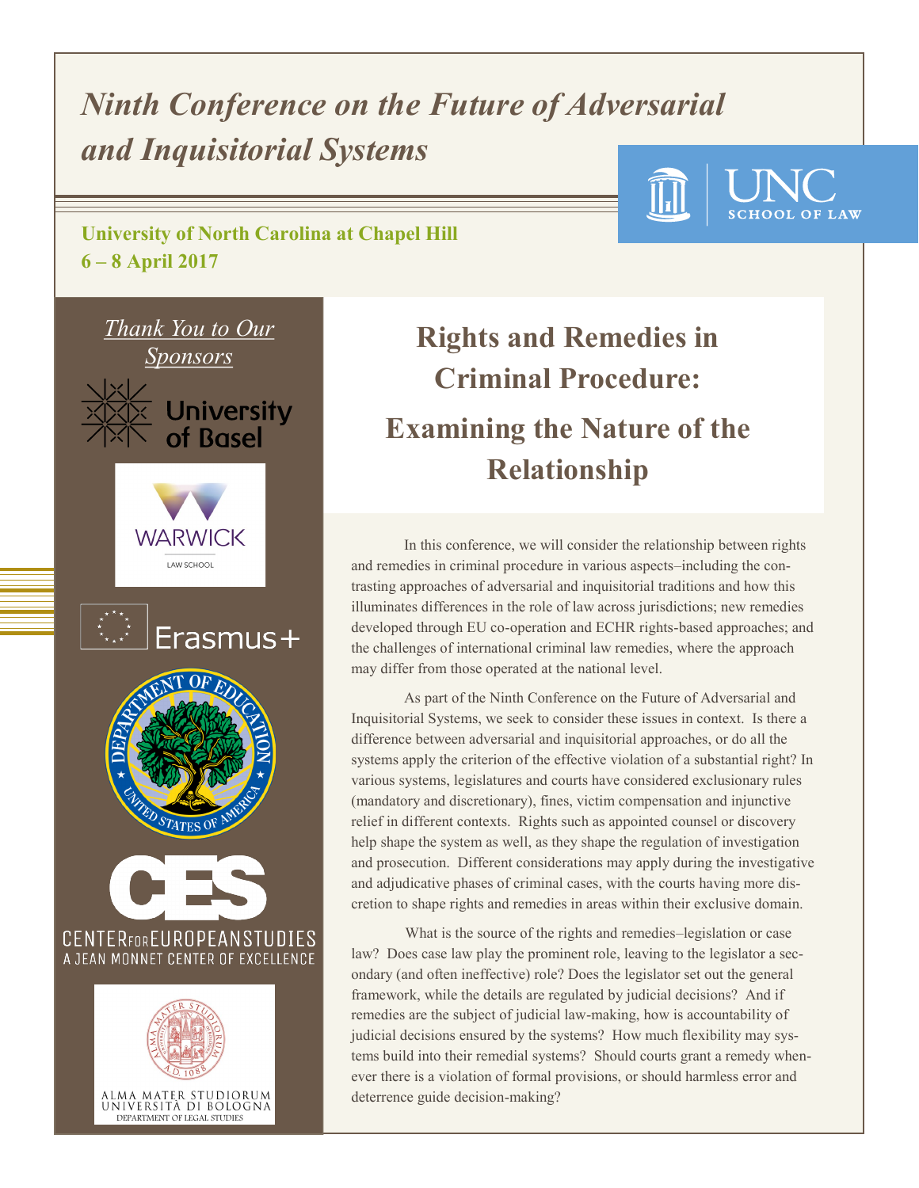# *Ninth Conference on the Future of Adversarial and Inquisitorial Systems*

**University of North Carolina at Chapel Hill**
**6 – 8 April 2017**

UNC SCHOOL OF LAW

*Thank You to Our Sponsors*

University of Basel

WARWICK LAW SCHOOL

Erasmus+

CENTER FOR EUROPEAN STUDIES
A JEAN MONNET CENTER OF EXCELLENCE

ALMA MATER STUDIORUM
UNIVERSITÀ DI BOLOGNA
DEPARTMENT OF LEGAL STUDIES

## Rights and Remedies in Criminal Procedure: Examining the Nature of the Relationship

In this conference, we will consider the relationship between rights and remedies in criminal procedure in various aspects–including the contrasting approaches of adversarial and inquisitorial traditions and how this illuminates differences in the role of law across jurisdictions; new remedies developed through EU co-operation and ECHR rights-based approaches; and the challenges of international criminal law remedies, where the approach may differ from those operated at the national level.

As part of the Ninth Conference on the Future of Adversarial and Inquisitorial Systems, we seek to consider these issues in context. Is there a difference between adversarial and inquisitorial approaches, or do all the systems apply the criterion of the effective violation of a substantial right? In various systems, legislatures and courts have considered exclusionary rules (mandatory and discretionary), fines, victim compensation and injunctive relief in different contexts. Rights such as appointed counsel or discovery help shape the system as well, as they shape the regulation of investigation and prosecution. Different considerations may apply during the investigative and adjudicative phases of criminal cases, with the courts having more discretion to shape rights and remedies in areas within their exclusive domain.

What is the source of the rights and remedies–legislation or case law? Does case law play the prominent role, leaving to the legislator a secondary (and often ineffective) role? Does the legislator set out the general framework, while the details are regulated by judicial decisions? And if remedies are the subject of judicial law-making, how is accountability of judicial decisions ensured by the systems? How much flexibility may systems build into their remedial systems? Should courts grant a remedy whenever there is a violation of formal provisions, or should harmless error and deterrence guide decision-making?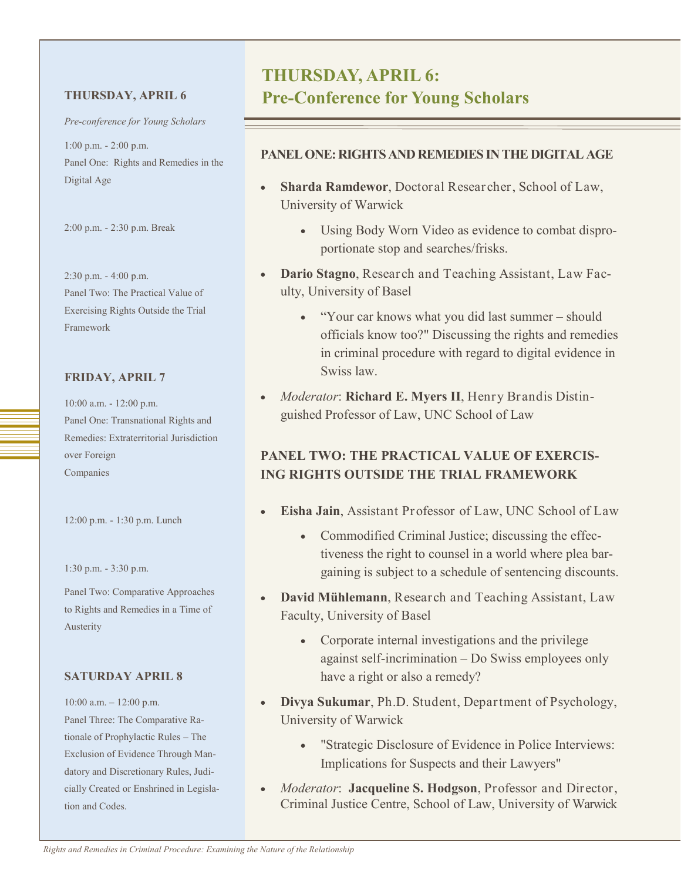**THURSDAY, APRIL 6**

*Pre-conference for Young Scholars*

1:00 p.m. - 2:00 p.m.
Panel One: Rights and Remedies in the Digital Age

2:00 p.m. - 2:30 p.m. Break

2:30 p.m. - 4:00 p.m.
Panel Two: The Practical Value of Exercising Rights Outside the Trial Framework

**FRIDAY, APRIL 7**

10:00 a.m. - 12:00 p.m.
Panel One: Transnational Rights and Remedies: Extraterritorial Jurisdiction over Foreign Companies

12:00 p.m. - 1:30 p.m. Lunch

1:30 p.m. - 3:30 p.m.

Panel Two: Comparative Approaches to Rights and Remedies in a Time of Austerity

**SATURDAY APRIL 8**

10:00 a.m. – 12:00 p.m.
Panel Three: The Comparative Rationale of Prophylactic Rules – The Exclusion of Evidence Through Mandatory and Discretionary Rules, Judicially Created or Enshrined in Legislation and Codes.

# THURSDAY, APRIL 6: Pre-Conference for Young Scholars

## PANEL ONE: RIGHTS AND REMEDIES IN THE DIGITAL AGE

- **Sharda Ramdewor**, Doctoral Researcher, School of Law, University of Warwick
    - Using Body Worn Video as evidence to combat disproportionate stop and searches/frisks.
- **Dario Stagno**, Research and Teaching Assistant, Law Faculty, University of Basel
    - "Your car knows what you did last summer – should officials know too?" Discussing the rights and remedies in criminal procedure with regard to digital evidence in Swiss law.
- *Moderator*: **Richard E. Myers II**, Henry Brandis Distinguished Professor of Law, UNC School of Law

## PANEL TWO: THE PRACTICAL VALUE OF EXERCISING RIGHTS OUTSIDE THE TRIAL FRAMEWORK

- **Eisha Jain**, Assistant Professor of Law, UNC School of Law
    - Commodified Criminal Justice; discussing the effectiveness the right to counsel in a world where plea bargaining is subject to a schedule of sentencing discounts.
- **David Mühlemann**, Research and Teaching Assistant, Law Faculty, University of Basel
    - Corporate internal investigations and the privilege against self-incrimination – Do Swiss employees only have a right or also a remedy?
- **Divya Sukumar**, Ph.D. Student, Department of Psychology, University of Warwick
    - "Strategic Disclosure of Evidence in Police Interviews: Implications for Suspects and their Lawyers"
- *Moderator*: **Jacqueline S. Hodgson**, Professor and Director, Criminal Justice Centre, School of Law, University of Warwick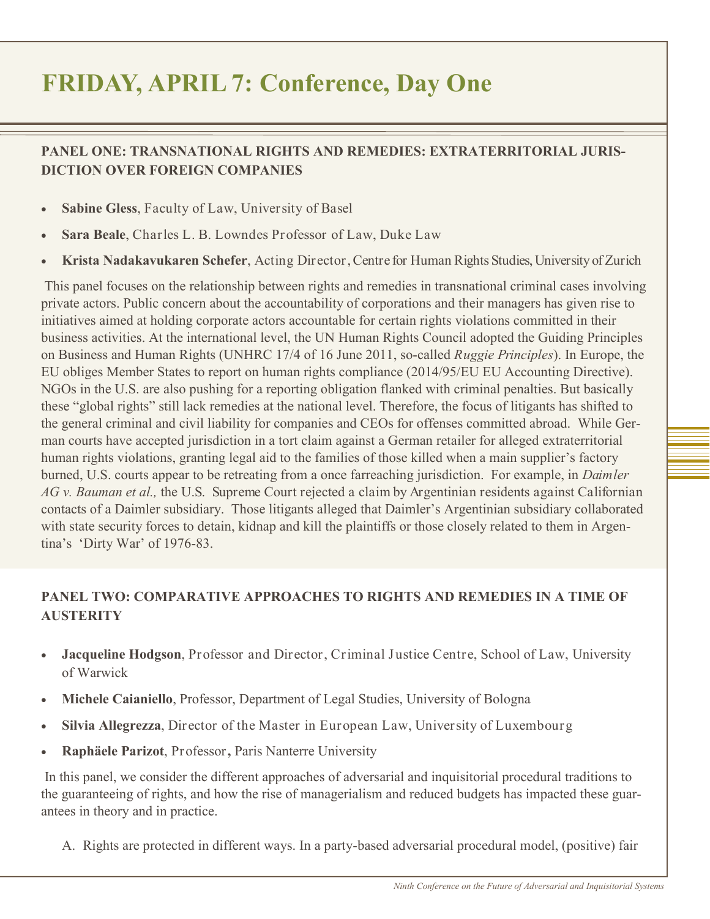# FRIDAY, APRIL 7: Conference, Day One

## PANEL ONE: TRANSNATIONAL RIGHTS AND REMEDIES: EXTRATERRITORIAL JURISDICTION OVER FOREIGN COMPANIES

- **Sabine Gless**, Faculty of Law, University of Basel
- **Sara Beale**, Charles L. B. Lowndes Professor of Law, Duke Law
- **Krista Nadakavukaren Schefer**, Acting Director, Centre for Human Rights Studies, University of Zurich

This panel focuses on the relationship between rights and remedies in transnational criminal cases involving private actors. Public concern about the accountability of corporations and their managers has given rise to initiatives aimed at holding corporate actors accountable for certain rights violations committed in their business activities. At the international level, the UN Human Rights Council adopted the Guiding Principles on Business and Human Rights (UNHRC 17/4 of 16 June 2011, so-called *Ruggie Principles*). In Europe, the EU obliges Member States to report on human rights compliance (2014/95/EU EU Accounting Directive). NGOs in the U.S. are also pushing for a reporting obligation flanked with criminal penalties. But basically these "global rights" still lack remedies at the national level. Therefore, the focus of litigants has shifted to the general criminal and civil liability for companies and CEOs for offenses committed abroad. While German courts have accepted jurisdiction in a tort claim against a German retailer for alleged extraterritorial human rights violations, granting legal aid to the families of those killed when a main supplier's factory burned, U.S. courts appear to be retreating from a once farreaching jurisdiction. For example, in *Daimler AG v. Bauman et al.,* the U.S. Supreme Court rejected a claim by Argentinian residents against Californian contacts of a Daimler subsidiary. Those litigants alleged that Daimler's Argentinian subsidiary collaborated with state security forces to detain, kidnap and kill the plaintiffs or those closely related to them in Argentina's 'Dirty War' of 1976-83.

## PANEL TWO: COMPARATIVE APPROACHES TO RIGHTS AND REMEDIES IN A TIME OF AUSTERITY

- **Jacqueline Hodgson**, Professor and Director, Criminal Justice Centre, School of Law, University of Warwick
- **Michele Caianiello**, Professor, Department of Legal Studies, University of Bologna
- **Silvia Allegrezza**, Director of the Master in European Law, University of Luxembourg
- **Raphäele Parizot**, Professor, Paris Nanterre University

In this panel, we consider the different approaches of adversarial and inquisitorial procedural traditions to the guaranteeing of rights, and how the rise of managerialism and reduced budgets has impacted these guarantees in theory and in practice.

A. Rights are protected in different ways. In a party-based adversarial procedural model, (positive) fair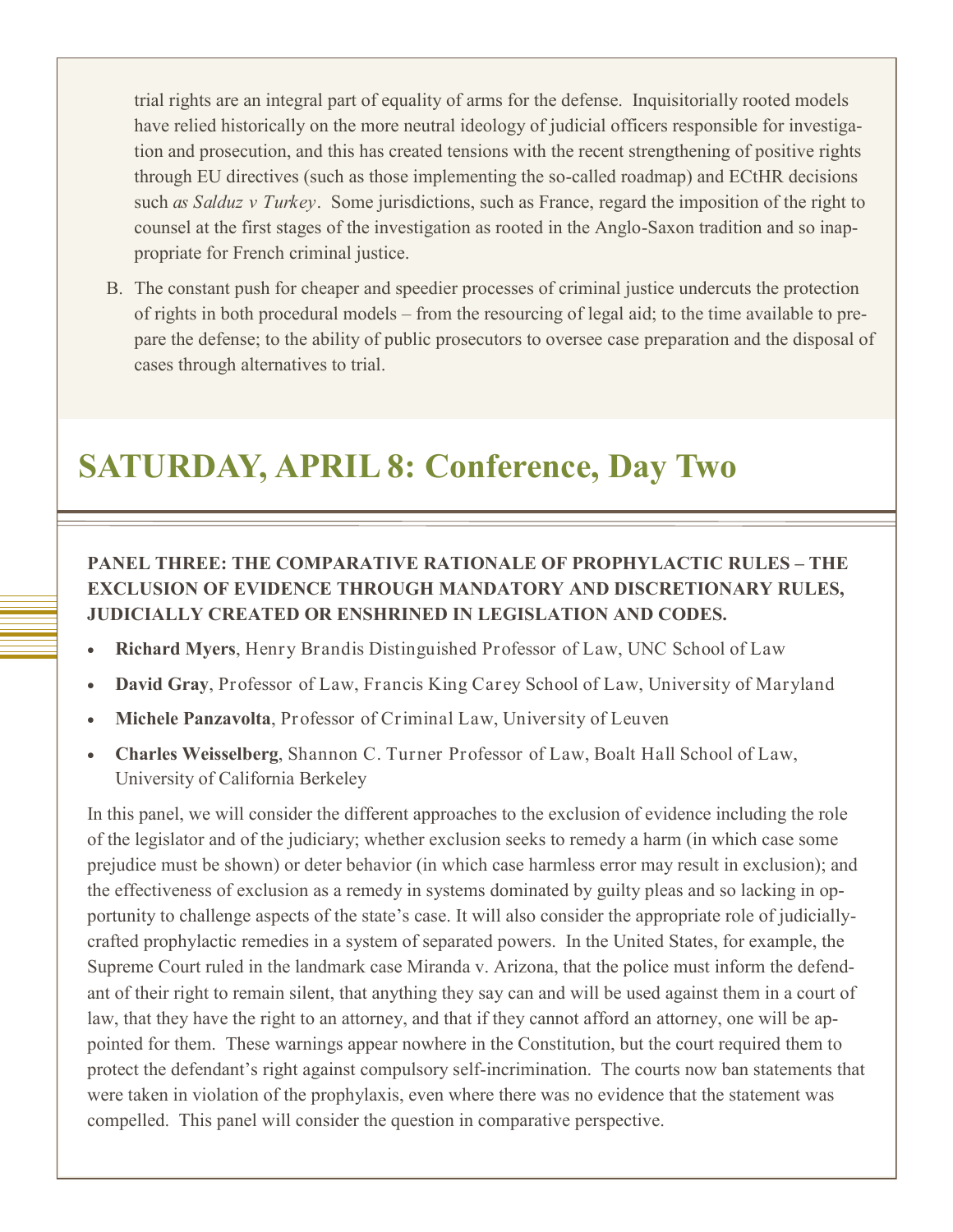trial rights are an integral part of equality of arms for the defense. Inquisitorially rooted models have relied historically on the more neutral ideology of judicial officers responsible for investigation and prosecution, and this has created tensions with the recent strengthening of positive rights through EU directives (such as those implementing the so-called roadmap) and ECtHR decisions such *as Salduz v Turkey*. Some jurisdictions, such as France, regard the imposition of the right to counsel at the first stages of the investigation as rooted in the Anglo-Saxon tradition and so inappropriate for French criminal justice.

B. The constant push for cheaper and speedier processes of criminal justice undercuts the protection of rights in both procedural models – from the resourcing of legal aid; to the time available to prepare the defense; to the ability of public prosecutors to oversee case preparation and the disposal of cases through alternatives to trial.

## SATURDAY, APRIL 8: Conference, Day Two

### PANEL THREE: THE COMPARATIVE RATIONALE OF PROPHYLACTIC RULES – THE EXCLUSION OF EVIDENCE THROUGH MANDATORY AND DISCRETIONARY RULES, JUDICIALLY CREATED OR ENSHRINED IN LEGISLATION AND CODES.

- **Richard Myers**, Henry Brandis Distinguished Professor of Law, UNC School of Law
- **David Gray**, Professor of Law, Francis King Carey School of Law, University of Maryland
- **Michele Panzavolta**, Professor of Criminal Law, University of Leuven
- **Charles Weisselberg**, Shannon C. Turner Professor of Law, Boalt Hall School of Law, University of California Berkeley

In this panel, we will consider the different approaches to the exclusion of evidence including the role of the legislator and of the judiciary; whether exclusion seeks to remedy a harm (in which case some prejudice must be shown) or deter behavior (in which case harmless error may result in exclusion); and the effectiveness of exclusion as a remedy in systems dominated by guilty pleas and so lacking in opportunity to challenge aspects of the state's case. It will also consider the appropriate role of judicially-crafted prophylactic remedies in a system of separated powers. In the United States, for example, the Supreme Court ruled in the landmark case Miranda v. Arizona, that the police must inform the defendant of their right to remain silent, that anything they say can and will be used against them in a court of law, that they have the right to an attorney, and that if they cannot afford an attorney, one will be appointed for them. These warnings appear nowhere in the Constitution, but the court required them to protect the defendant's right against compulsory self-incrimination. The courts now ban statements that were taken in violation of the prophylaxis, even where there was no evidence that the statement was compelled. This panel will consider the question in comparative perspective.